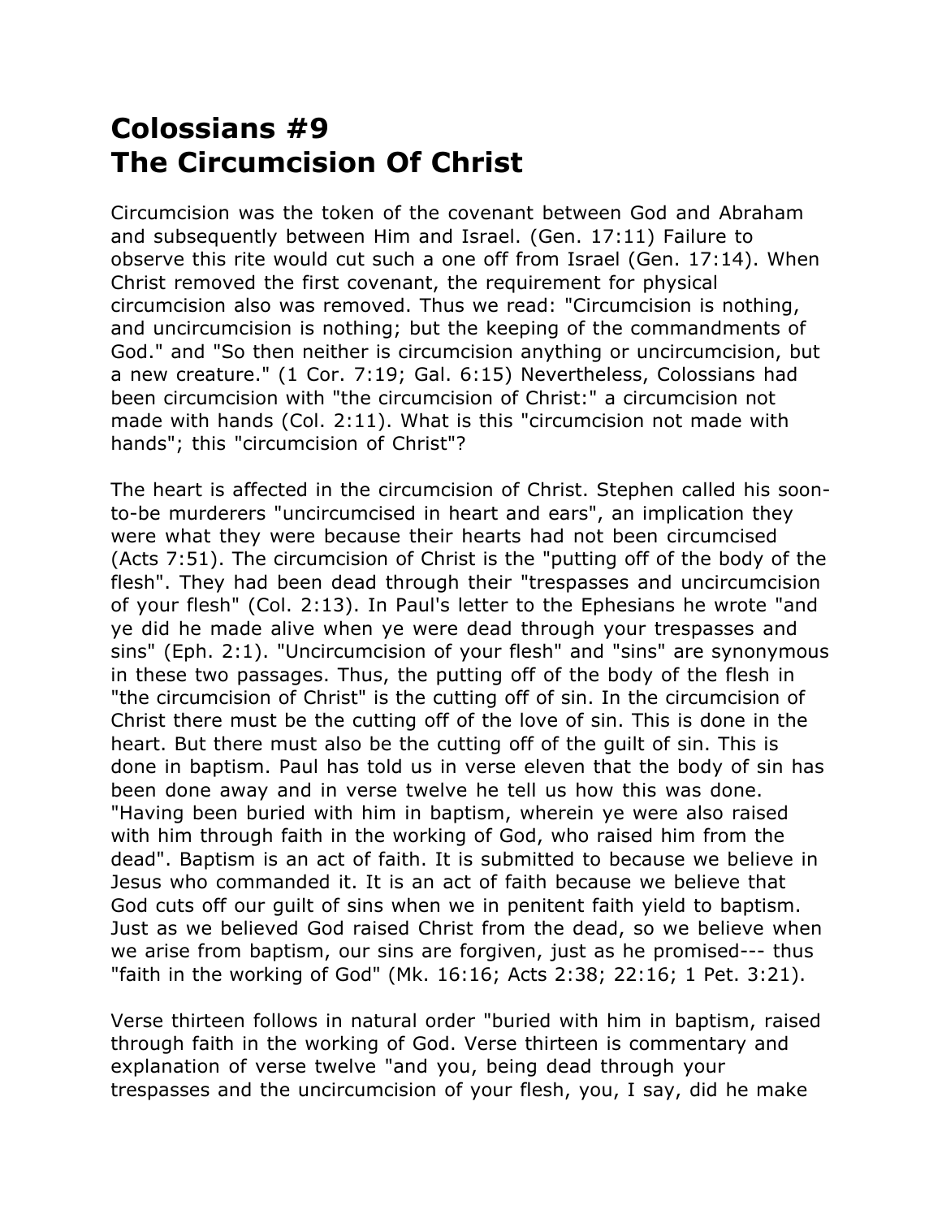# Colossians #9
# The Circumcision Of Christ

Circumcision was the token of the covenant between God and Abraham and subsequently between Him and Israel. (Gen. 17:11) Failure to observe this rite would cut such a one off from Israel (Gen. 17:14). When Christ removed the first covenant, the requirement for physical circumcision also was removed. Thus we read: "Circumcision is nothing, and uncircumcision is nothing; but the keeping of the commandments of God." and "So then neither is circumcision anything or uncircumcision, but a new creature." (1 Cor. 7:19; Gal. 6:15) Nevertheless, Colossians had been circumcision with "the circumcision of Christ:" a circumcision not made with hands (Col. 2:11). What is this "circumcision not made with hands"; this "circumcision of Christ"?

The heart is affected in the circumcision of Christ. Stephen called his soon-to-be murderers "uncircumcised in heart and ears", an implication they were what they were because their hearts had not been circumcised (Acts 7:51). The circumcision of Christ is the "putting off of the body of the flesh". They had been dead through their "trespasses and uncircumcision of your flesh" (Col. 2:13). In Paul's letter to the Ephesians he wrote "and ye did he made alive when ye were dead through your trespasses and sins" (Eph. 2:1). "Uncircumcision of your flesh" and "sins" are synonymous in these two passages. Thus, the putting off of the body of the flesh in "the circumcision of Christ" is the cutting off of sin. In the circumcision of Christ there must be the cutting off of the love of sin. This is done in the heart. But there must also be the cutting off of the guilt of sin. This is done in baptism. Paul has told us in verse eleven that the body of sin has been done away and in verse twelve he tell us how this was done. "Having been buried with him in baptism, wherein ye were also raised with him through faith in the working of God, who raised him from the dead". Baptism is an act of faith. It is submitted to because we believe in Jesus who commanded it. It is an act of faith because we believe that God cuts off our guilt of sins when we in penitent faith yield to baptism. Just as we believed God raised Christ from the dead, so we believe when we arise from baptism, our sins are forgiven, just as he promised--- thus "faith in the working of God" (Mk. 16:16; Acts 2:38; 22:16; 1 Pet. 3:21).

Verse thirteen follows in natural order "buried with him in baptism, raised through faith in the working of God. Verse thirteen is commentary and explanation of verse twelve "and you, being dead through your trespasses and the uncircumcision of your flesh, you, I say, did he make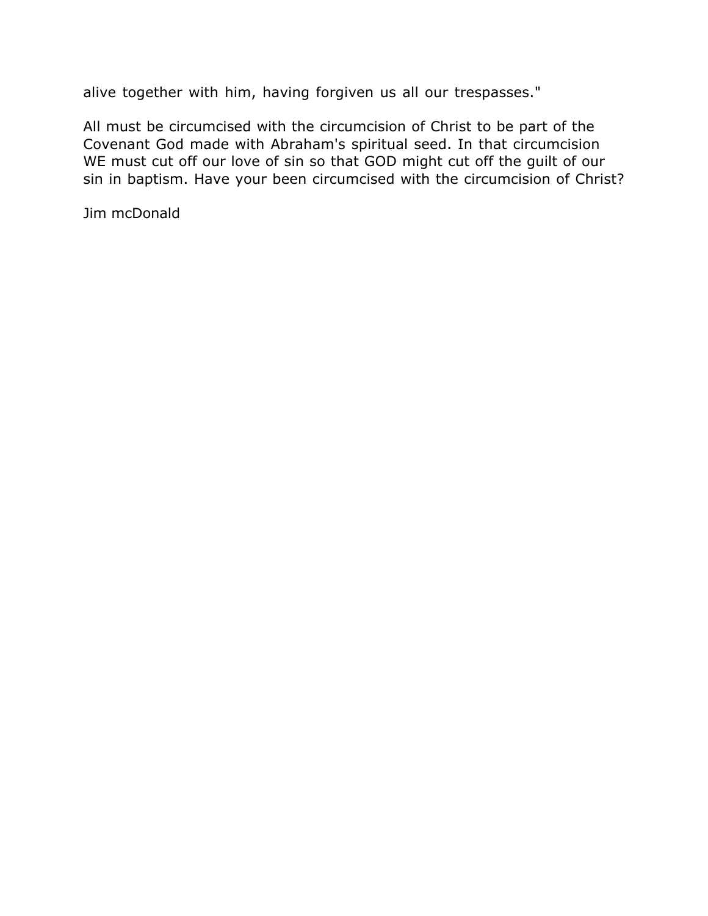alive together with him, having forgiven us all our trespasses."

All must be circumcised with the circumcision of Christ to be part of the Covenant God made with Abraham's spiritual seed. In that circumcision WE must cut off our love of sin so that GOD might cut off the guilt of our sin in baptism. Have your been circumcised with the circumcision of Christ?

Jim mcDonald